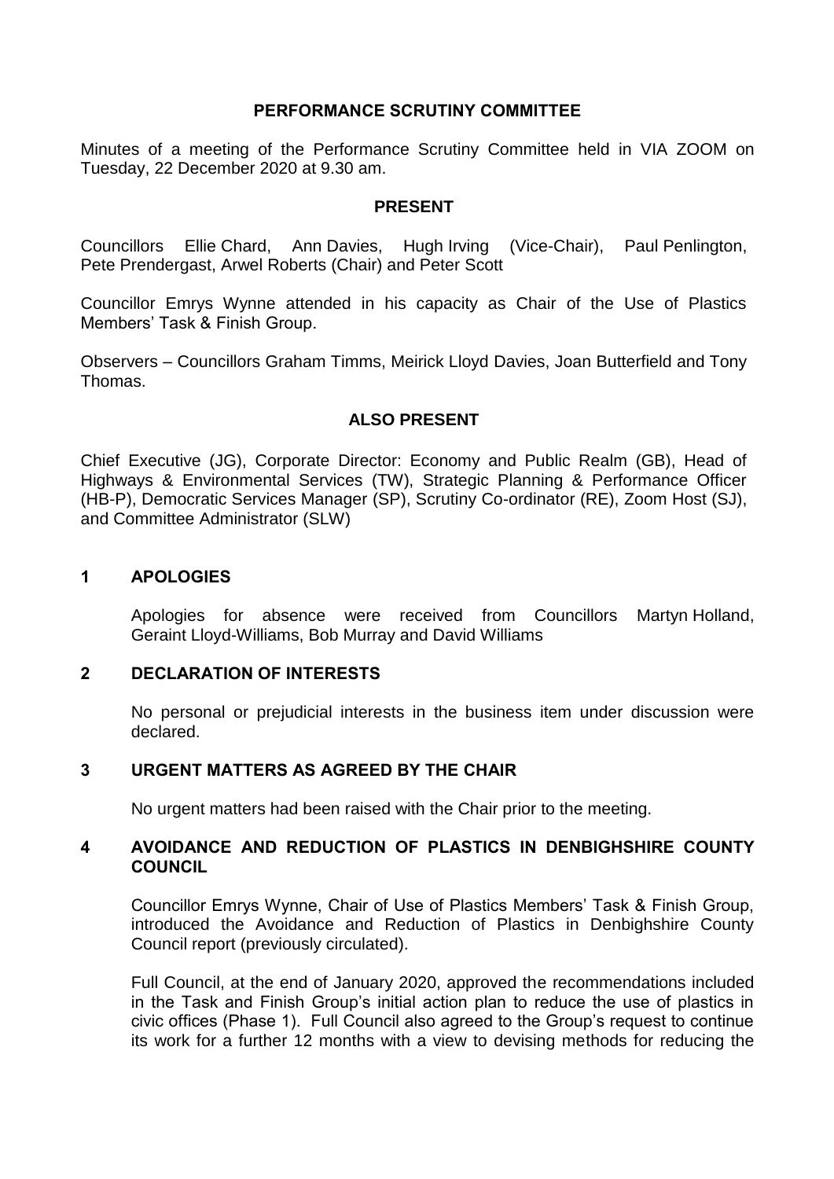# PERFORMANCE SCRUTINY COMMITTEE

Minutes of a meeting of the Performance Scrutiny Committee held in VIA ZOOM on Tuesday, 22 December 2020 at 9.30 am.

## PRESENT

Councillors Ellie Chard, Ann Davies, Hugh Irving (Vice-Chair), Paul Penlington, Pete Prendergast, Arwel Roberts (Chair) and Peter Scott

Councillor Emrys Wynne attended in his capacity as Chair of the Use of Plastics Members' Task & Finish Group.

Observers – Councillors Graham Timms, Meirick Lloyd Davies, Joan Butterfield and Tony Thomas.

## ALSO PRESENT

Chief Executive (JG), Corporate Director: Economy and Public Realm (GB), Head of Highways & Environmental Services (TW), Strategic Planning & Performance Officer (HB-P), Democratic Services Manager (SP), Scrutiny Co-ordinator (RE), Zoom Host (SJ), and Committee Administrator (SLW)

## 1 APOLOGIES

Apologies for absence were received from Councillors Martyn Holland, Geraint Lloyd-Williams, Bob Murray and David Williams

## 2 DECLARATION OF INTERESTS

No personal or prejudicial interests in the business item under discussion were declared.

## 3 URGENT MATTERS AS AGREED BY THE CHAIR

No urgent matters had been raised with the Chair prior to the meeting.

## 4 AVOIDANCE AND REDUCTION OF PLASTICS IN DENBIGHSHIRE COUNTY COUNCIL

Councillor Emrys Wynne, Chair of Use of Plastics Members' Task & Finish Group, introduced the Avoidance and Reduction of Plastics in Denbighshire County Council report (previously circulated).

Full Council, at the end of January 2020, approved the recommendations included in the Task and Finish Group's initial action plan to reduce the use of plastics in civic offices (Phase 1). Full Council also agreed to the Group's request to continue its work for a further 12 months with a view to devising methods for reducing the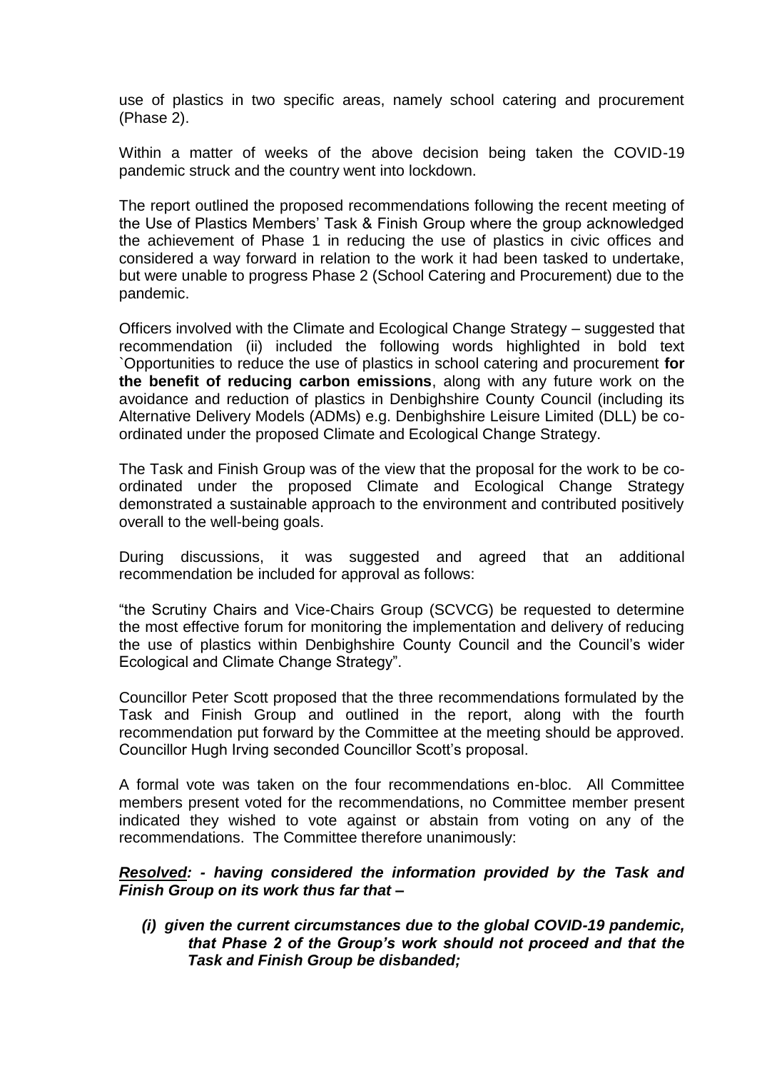use of plastics in two specific areas, namely school catering and procurement (Phase 2).

Within a matter of weeks of the above decision being taken the COVID-19 pandemic struck and the country went into lockdown.

The report outlined the proposed recommendations following the recent meeting of the Use of Plastics Members' Task & Finish Group where the group acknowledged the achievement of Phase 1 in reducing the use of plastics in civic offices and considered a way forward in relation to the work it had been tasked to undertake, but were unable to progress Phase 2 (School Catering and Procurement) due to the pandemic.

Officers involved with the Climate and Ecological Change Strategy – suggested that recommendation (ii) included the following words highlighted in bold text `Opportunities to reduce the use of plastics in school catering and procurement **for the benefit of reducing carbon emissions**, along with any future work on the avoidance and reduction of plastics in Denbighshire County Council (including its Alternative Delivery Models (ADMs) e.g. Denbighshire Leisure Limited (DLL) be co-ordinated under the proposed Climate and Ecological Change Strategy.

The Task and Finish Group was of the view that the proposal for the work to be co-ordinated under the proposed Climate and Ecological Change Strategy demonstrated a sustainable approach to the environment and contributed positively overall to the well-being goals.

During discussions, it was suggested and agreed that an additional recommendation be included for approval as follows:

"the Scrutiny Chairs and Vice-Chairs Group (SCVCG) be requested to determine the most effective forum for monitoring the implementation and delivery of reducing the use of plastics within Denbighshire County Council and the Council's wider Ecological and Climate Change Strategy".

Councillor Peter Scott proposed that the three recommendations formulated by the Task and Finish Group and outlined in the report, along with the fourth recommendation put forward by the Committee at the meeting should be approved. Councillor Hugh Irving seconded Councillor Scott's proposal.

A formal vote was taken on the four recommendations en-bloc. All Committee members present voted for the recommendations, no Committee member present indicated they wished to vote against or abstain from voting on any of the recommendations. The Committee therefore unanimously:

***Resolved: - having considered the information provided by the Task and Finish Group on its work thus far that –***

***(i) given the current circumstances due to the global COVID-19 pandemic, that Phase 2 of the Group's work should not proceed and that the Task and Finish Group be disbanded;***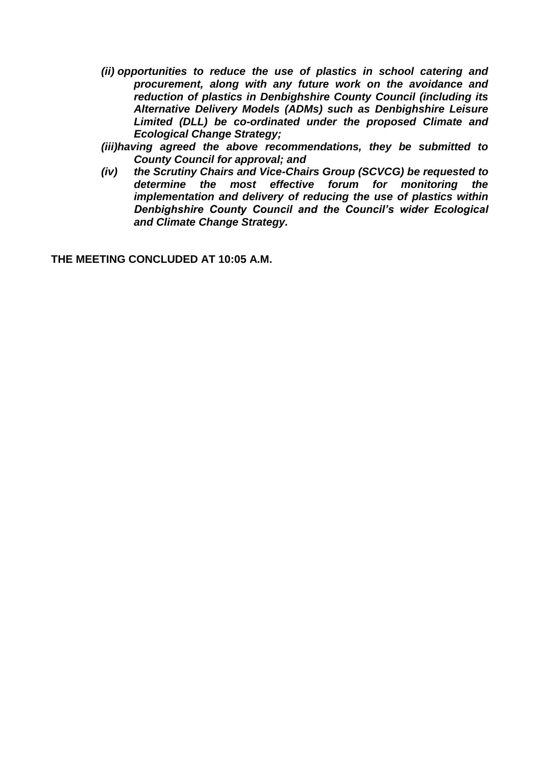***(ii) opportunities to reduce the use of plastics in school catering and procurement, along with any future work on the avoidance and reduction of plastics in Denbighshire County Council (including its Alternative Delivery Models (ADMs) such as Denbighshire Leisure Limited (DLL) be co-ordinated under the proposed Climate and Ecological Change Strategy;***

***(iii)having agreed the above recommendations, they be submitted to County Council for approval; and***

***(iv) the Scrutiny Chairs and Vice-Chairs Group (SCVCG) be requested to determine the most effective forum for monitoring the implementation and delivery of reducing the use of plastics within Denbighshire County Council and the Council's wider Ecological and Climate Change Strategy.***

**THE MEETING CONCLUDED AT 10:05 A.M.**